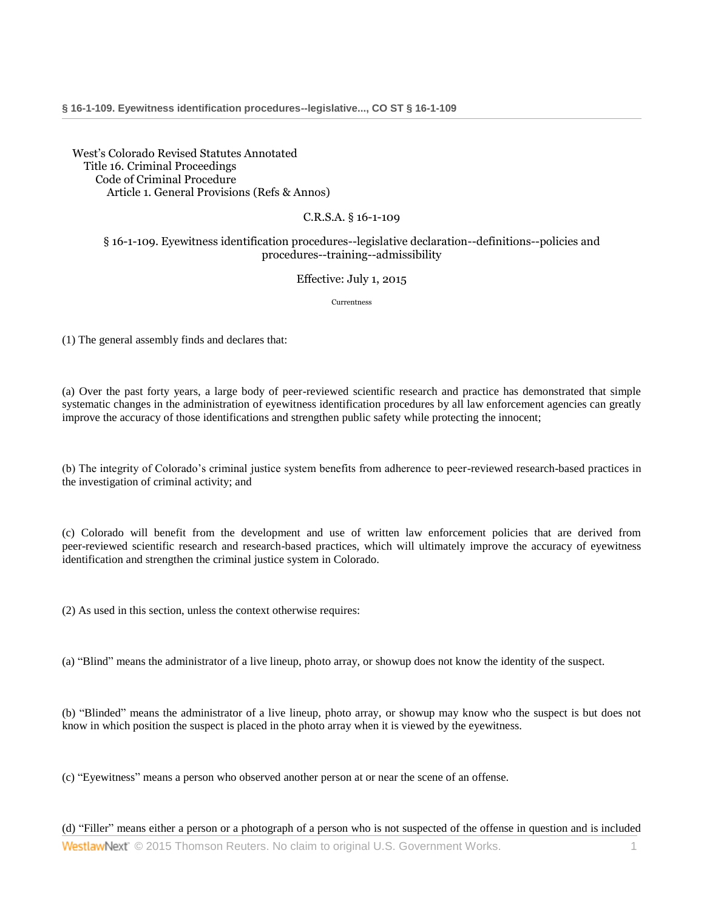West's Colorado Revised Statutes Annotated
Title 16. Criminal Proceedings
Code of Criminal Procedure
Article 1. General Provisions (Refs & Annos)

C.R.S.A. § 16-1-109

## § 16-1-109. Eyewitness identification procedures--legislative declaration--definitions--policies and procedures--training--admissibility

Effective: July 1, 2015

Currentness

(1) The general assembly finds and declares that:

(a) Over the past forty years, a large body of peer-reviewed scientific research and practice has demonstrated that simple systematic changes in the administration of eyewitness identification procedures by all law enforcement agencies can greatly improve the accuracy of those identifications and strengthen public safety while protecting the innocent;

(b) The integrity of Colorado's criminal justice system benefits from adherence to peer-reviewed research-based practices in the investigation of criminal activity; and

(c) Colorado will benefit from the development and use of written law enforcement policies that are derived from peer-reviewed scientific research and research-based practices, which will ultimately improve the accuracy of eyewitness identification and strengthen the criminal justice system in Colorado.

(2) As used in this section, unless the context otherwise requires:

(a) "Blind" means the administrator of a live lineup, photo array, or showup does not know the identity of the suspect.

(b) "Blinded" means the administrator of a live lineup, photo array, or showup may know who the suspect is but does not know in which position the suspect is placed in the photo array when it is viewed by the eyewitness.

(c) "Eyewitness" means a person who observed another person at or near the scene of an offense.

(d) "Filler" means either a person or a photograph of a person who is not suspected of the offense in question and is included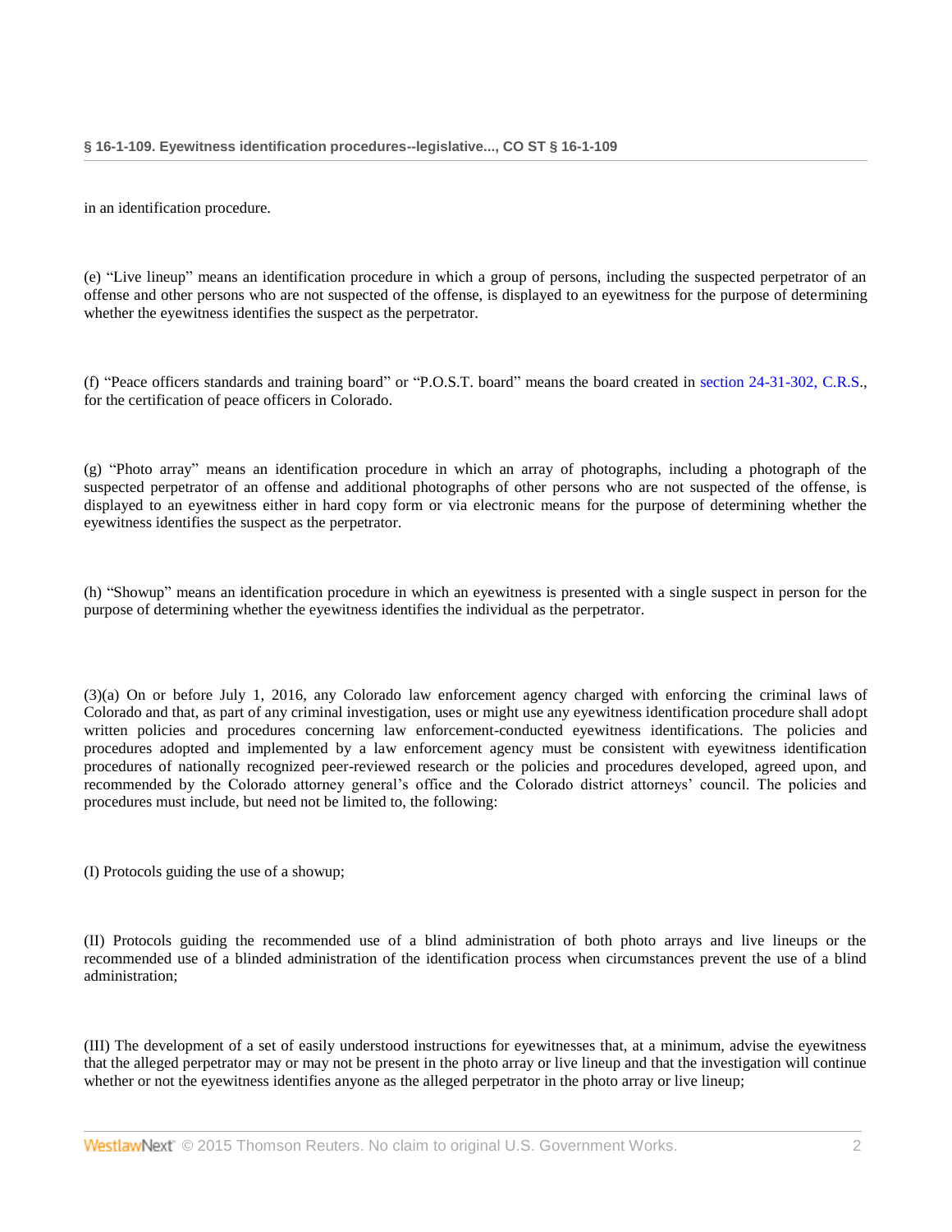in an identification procedure.

(e) “Live lineup” means an identification procedure in which a group of persons, including the suspected perpetrator of an offense and other persons who are not suspected of the offense, is displayed to an eyewitness for the purpose of determining whether the eyewitness identifies the suspect as the perpetrator.

(f) “Peace officers standards and training board” or “P.O.S.T. board” means the board created in section 24-31-302, C.R.S., for the certification of peace officers in Colorado.

(g) “Photo array” means an identification procedure in which an array of photographs, including a photograph of the suspected perpetrator of an offense and additional photographs of other persons who are not suspected of the offense, is displayed to an eyewitness either in hard copy form or via electronic means for the purpose of determining whether the eyewitness identifies the suspect as the perpetrator.

(h) “Showup” means an identification procedure in which an eyewitness is presented with a single suspect in person for the purpose of determining whether the eyewitness identifies the individual as the perpetrator.

(3)(a) On or before July 1, 2016, any Colorado law enforcement agency charged with enforcing the criminal laws of Colorado and that, as part of any criminal investigation, uses or might use any eyewitness identification procedure shall adopt written policies and procedures concerning law enforcement-conducted eyewitness identifications. The policies and procedures adopted and implemented by a law enforcement agency must be consistent with eyewitness identification procedures of nationally recognized peer-reviewed research or the policies and procedures developed, agreed upon, and recommended by the Colorado attorney general’s office and the Colorado district attorneys’ council. The policies and procedures must include, but need not be limited to, the following:

(I) Protocols guiding the use of a showup;

(II) Protocols guiding the recommended use of a blind administration of both photo arrays and live lineups or the recommended use of a blinded administration of the identification process when circumstances prevent the use of a blind administration;

(III) The development of a set of easily understood instructions for eyewitnesses that, at a minimum, advise the eyewitness that the alleged perpetrator may or may not be present in the photo array or live lineup and that the investigation will continue whether or not the eyewitness identifies anyone as the alleged perpetrator in the photo array or live lineup;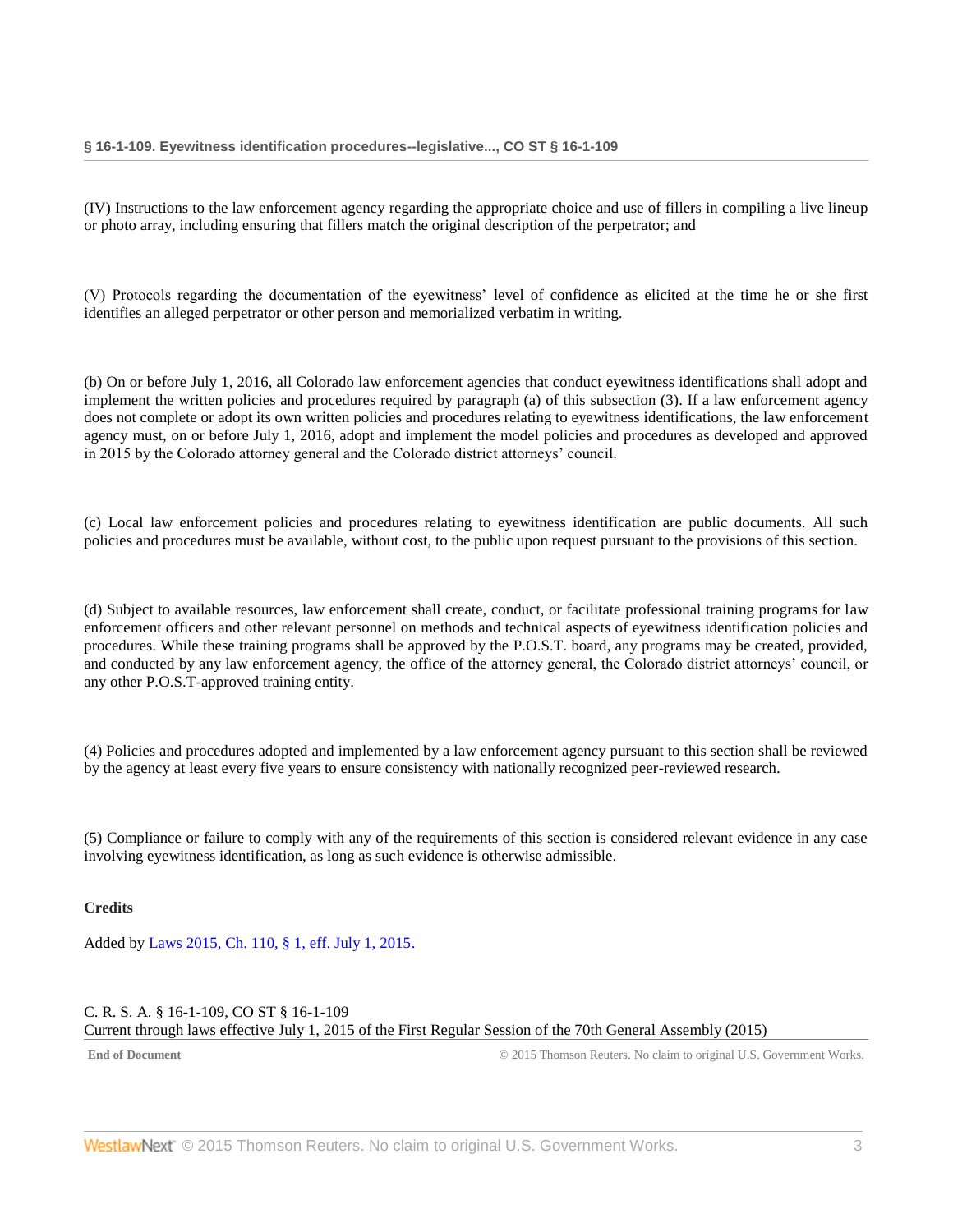(IV) Instructions to the law enforcement agency regarding the appropriate choice and use of fillers in compiling a live lineup or photo array, including ensuring that fillers match the original description of the perpetrator; and

(V) Protocols regarding the documentation of the eyewitness' level of confidence as elicited at the time he or she first identifies an alleged perpetrator or other person and memorialized verbatim in writing.

(b) On or before July 1, 2016, all Colorado law enforcement agencies that conduct eyewitness identifications shall adopt and implement the written policies and procedures required by paragraph (a) of this subsection (3). If a law enforcement agency does not complete or adopt its own written policies and procedures relating to eyewitness identifications, the law enforcement agency must, on or before July 1, 2016, adopt and implement the model policies and procedures as developed and approved in 2015 by the Colorado attorney general and the Colorado district attorneys' council.

(c) Local law enforcement policies and procedures relating to eyewitness identification are public documents. All such policies and procedures must be available, without cost, to the public upon request pursuant to the provisions of this section.

(d) Subject to available resources, law enforcement shall create, conduct, or facilitate professional training programs for law enforcement officers and other relevant personnel on methods and technical aspects of eyewitness identification policies and procedures. While these training programs shall be approved by the P.O.S.T. board, any programs may be created, provided, and conducted by any law enforcement agency, the office of the attorney general, the Colorado district attorneys' council, or any other P.O.S.T-approved training entity.

(4) Policies and procedures adopted and implemented by a law enforcement agency pursuant to this section shall be reviewed by the agency at least every five years to ensure consistency with nationally recognized peer-reviewed research.

(5) Compliance or failure to comply with any of the requirements of this section is considered relevant evidence in any case involving eyewitness identification, as long as such evidence is otherwise admissible.

**Credits**

Added by Laws 2015, Ch. 110, § 1, eff. July 1, 2015.

C. R. S. A. § 16-1-109, CO ST § 16-1-109
Current through laws effective July 1, 2015 of the First Regular Session of the 70th General Assembly (2015)

**End of Document** © 2015 Thomson Reuters. No claim to original U.S. Government Works.